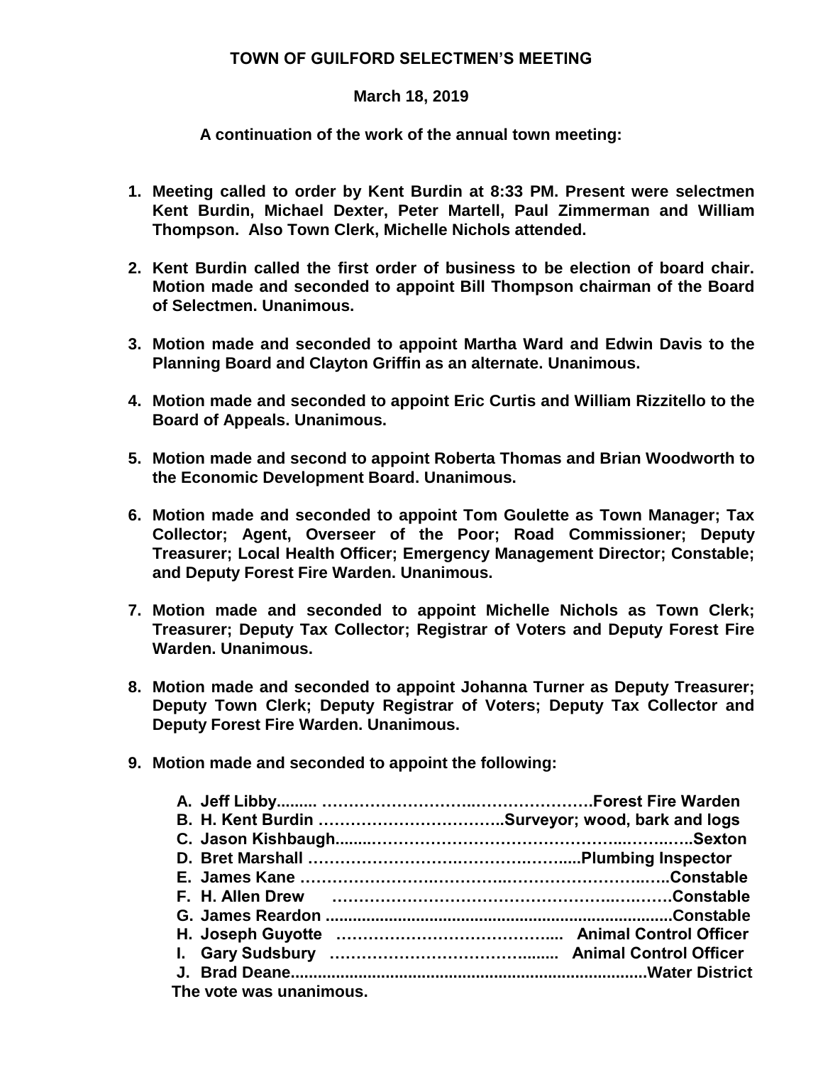**TOWN OF GUILFORD SELECTMEN'S MEETING**

**March 18, 2019**

**A continuation of the work of the annual town meeting:**

1. **Meeting called to order by Kent Burdin at 8:33 PM. Present were selectmen Kent Burdin, Michael Dexter, Peter Martell, Paul Zimmerman and William Thompson. Also Town Clerk, Michelle Nichols attended.**

2. **Kent Burdin called the first order of business to be election of board chair. Motion made and seconded to appoint Bill Thompson chairman of the Board of Selectmen. Unanimous.**

3. **Motion made and seconded to appoint Martha Ward and Edwin Davis to the Planning Board and Clayton Griffin as an alternate. Unanimous.**

4. **Motion made and seconded to appoint Eric Curtis and William Rizzitello to the Board of Appeals. Unanimous.**

5. **Motion made and second to appoint Roberta Thomas and Brian Woodworth to the Economic Development Board. Unanimous.**

6. **Motion made and seconded to appoint Tom Goulette as Town Manager; Tax Collector; Agent, Overseer of the Poor; Road Commissioner; Deputy Treasurer; Local Health Officer; Emergency Management Director; Constable; and Deputy Forest Fire Warden. Unanimous.**

7. **Motion made and seconded to appoint Michelle Nichols as Town Clerk; Treasurer; Deputy Tax Collector; Registrar of Voters and Deputy Forest Fire Warden. Unanimous.**

8. **Motion made and seconded to appoint Johanna Turner as Deputy Treasurer; Deputy Town Clerk; Deputy Registrar of Voters; Deputy Tax Collector and Deputy Forest Fire Warden. Unanimous.**

9. **Motion made and seconded to appoint the following:**

   A. **Jeff Libby......... ……………………….………………….Forest Fire Warden**
   B. **H. Kent Burdin ……………………………..Surveyor; wood, bark and logs**
   C. **Jason Kishbaugh.......……………………………………..……..…..Sexton**
   D. **Bret Marshall ………………………….………......Plumbing Inspector**
   E. **James Kane …………………….……….……………….…..Constable**
   F. **H. Allen Drew ………………………………………….………Constable**
   G. **James Reardon ..........................................................................Constable**
   H. **Joseph Guyotte ………………………………....  Animal Control Officer**
   I. **Gary Sudsbury ……………………………........  Animal Control Officer**
   J. **Brad Deane..............................................................................Water District**

   **The vote was unanimous.**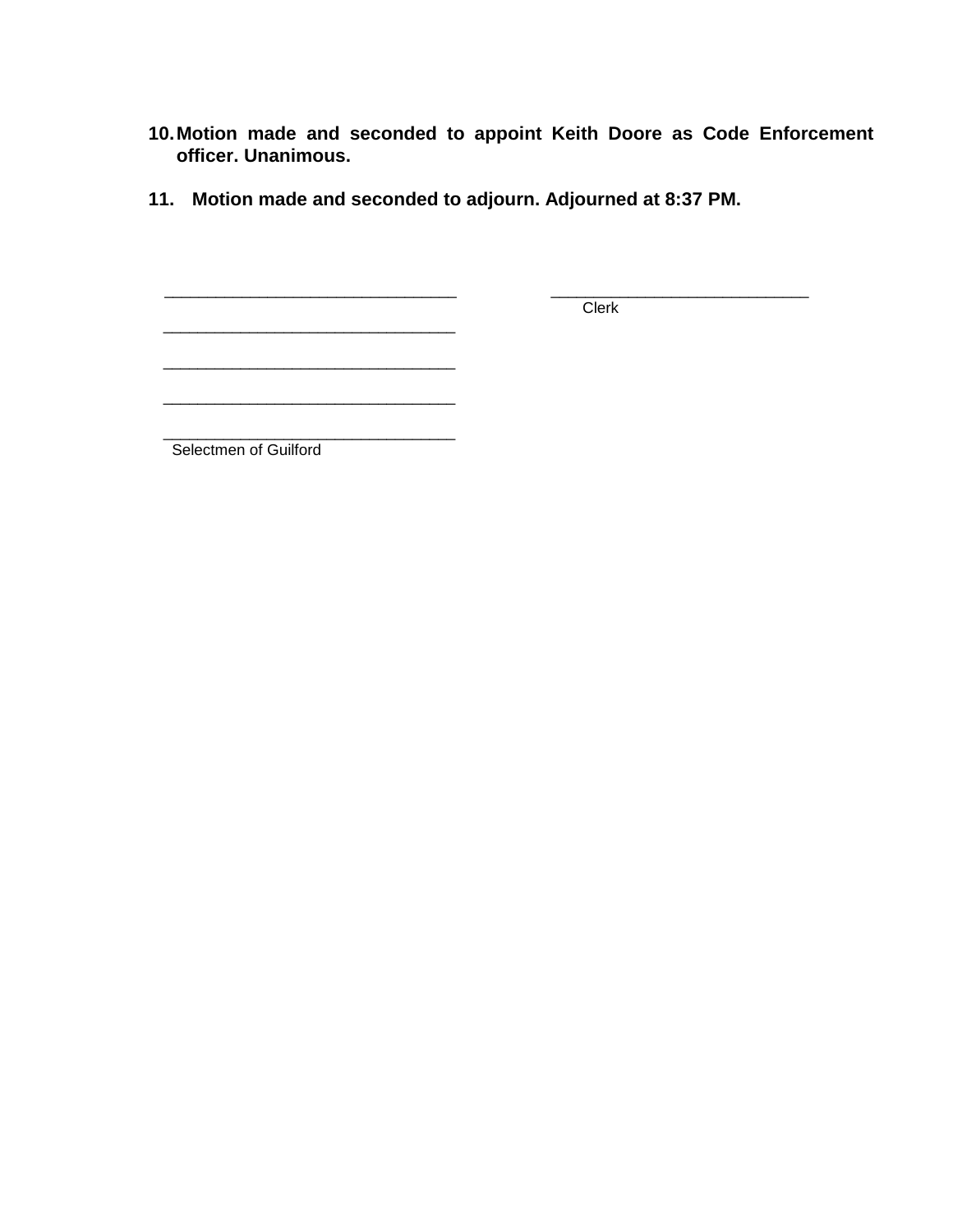10. **Motion made and seconded to appoint Keith Doore as Code Enforcement officer. Unanimous.**

11. **Motion made and seconded to adjourn. Adjourned at 8:37 PM.**

_________________________________ _____________________________
Clerk

_________________________________

_________________________________

_________________________________

_________________________________
Selectmen of Guilford